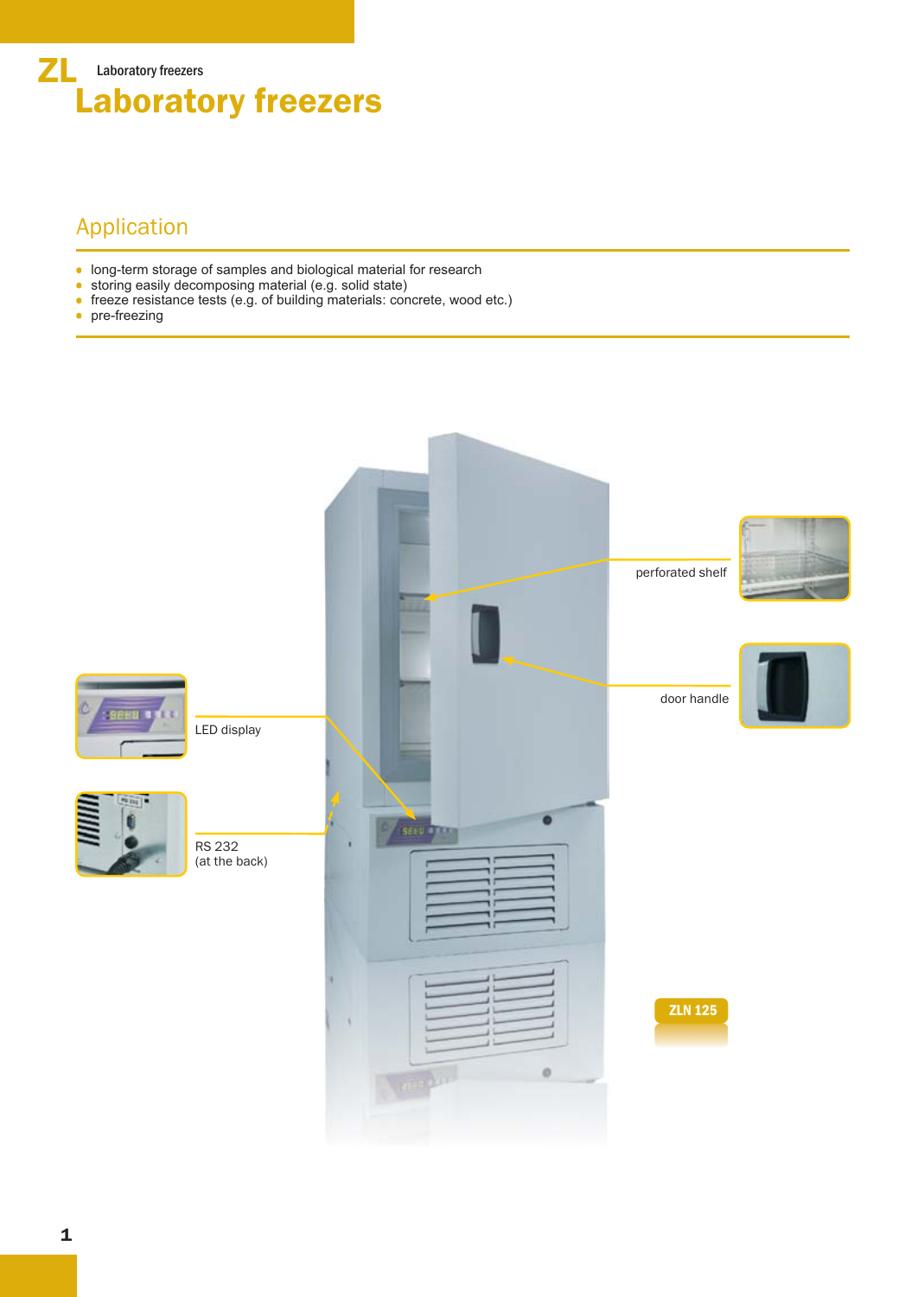# Laboratory freezers

## Application

- long-term storage of samples and biological material for research
- storing easily decomposing material (e.g. solid state)
- freeze resistance tests (e.g. of building materials: concrete, wood etc.)
- pre-freezing

perforated shelf

door handle

LED display

RS 232
(at the back)

ZLN 125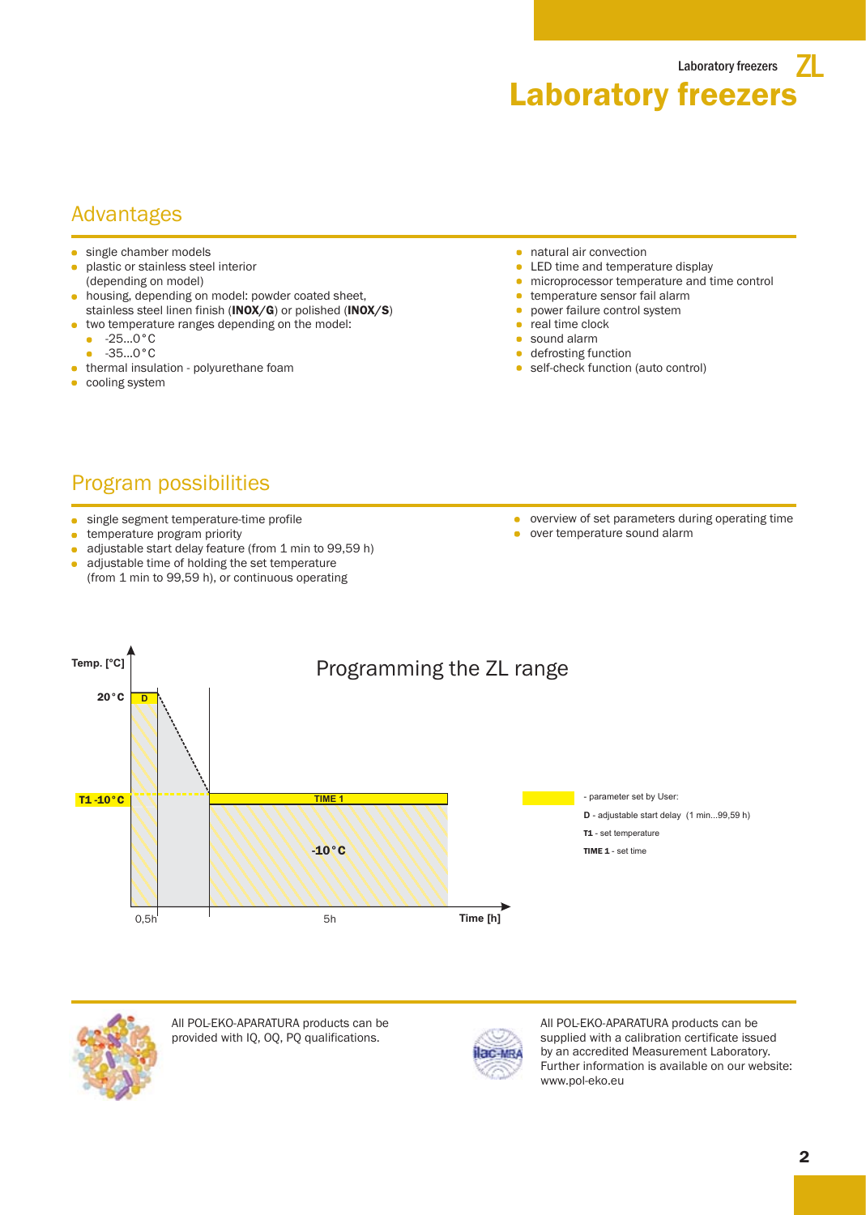# Laboratory freezers

## Advantages

- single chamber models
- plastic or stainless steel interior (depending on model)
- housing, depending on model: powder coated sheet, stainless steel linen finish (**INOX/G**) or polished (**INOX/S**)
- two temperature ranges depending on the model:
  - -25...0°C
  - -35...0°C
- thermal insulation - polyurethane foam
- cooling system
- natural air convection
- LED time and temperature display
- microprocessor temperature and time control
- temperature sensor fail alarm
- power failure control system
- real time clock
- sound alarm
- defrosting function
- self-check function (auto control)

## Program possibilities

- single segment temperature-time profile
- temperature program priority
- adjustable start delay feature (from 1 min to 99,59 h)
- adjustable time of holding the set temperature (from 1 min to 99,59 h), or continuous operating
- overview of set parameters during operating time
- over temperature sound alarm

### Programming the ZL range

Temp. [°C] | 20°C | D | T1 -10°C | TIME 1 | -10°C | 0,5h | 5h | Time [h]

- parameter set by User:

**D** - adjustable start delay (1 min...99,59 h)

**T1** - set temperature

**TIME 1** - set time

All POL-EKO-APARATURA products can be provided with IQ, OQ, PQ qualifications.

All POL-EKO-APARATURA products can be supplied with a calibration certificate issued by an accredited Measurement Laboratory. Further information is available on our website: www.pol-eko.eu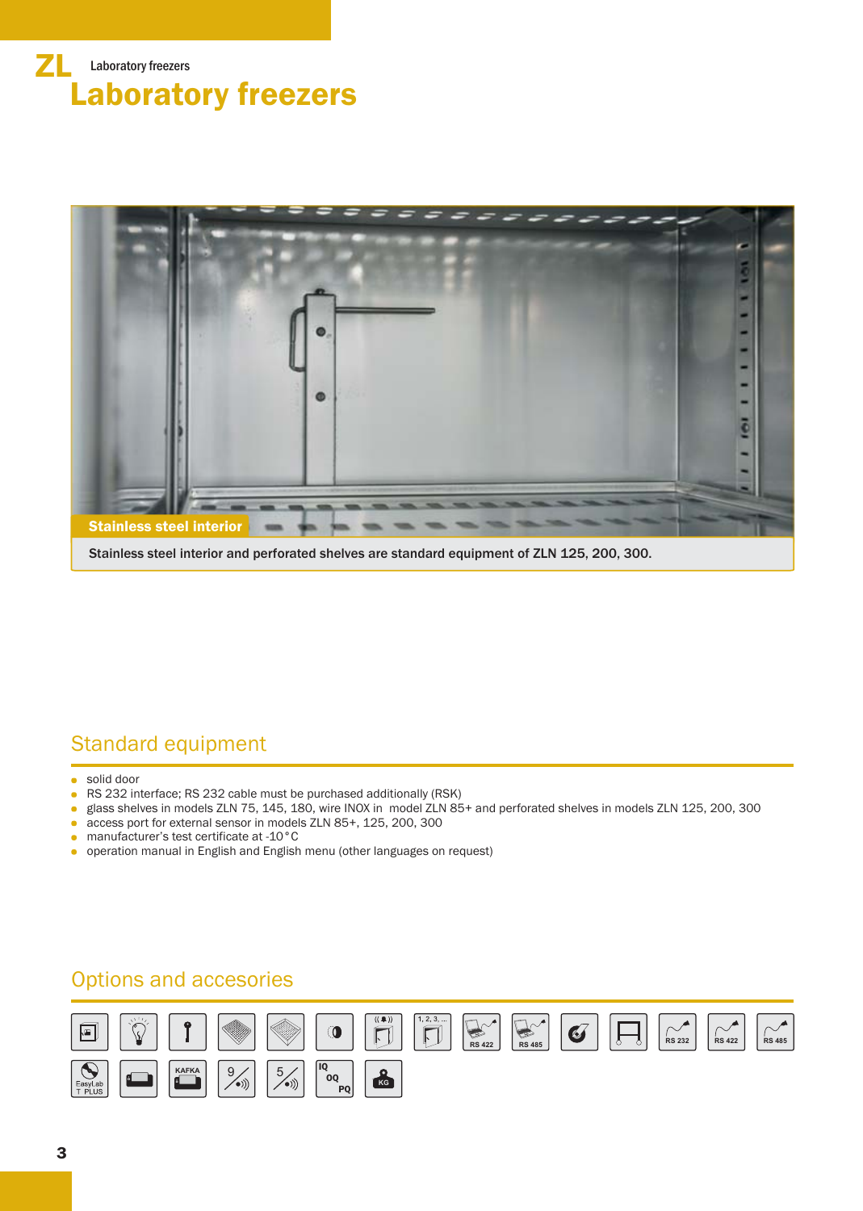# Laboratory freezers

**Stainless steel interior**

Stainless steel interior and perforated shelves are standard equipment of ZLN 125, 200, 300.

## Standard equipment

- solid door
- RS 232 interface; RS 232 cable must be purchased additionally (RSK)
- glass shelves in models ZLN 75, 145, 180, wire INOX in model ZLN 85+ and perforated shelves in models ZLN 125, 200, 300
- access port for external sensor in models ZLN 85+, 125, 200, 300
- manufacturer's test certificate at -10 °C
- operation manual in English and English menu (other languages on request)

## Options and accesories

RS 422 RS 485 RS 232 RS 422 RS 485

EasyLab T PLUS KAFKA 9 5 IQ OQ PQ KG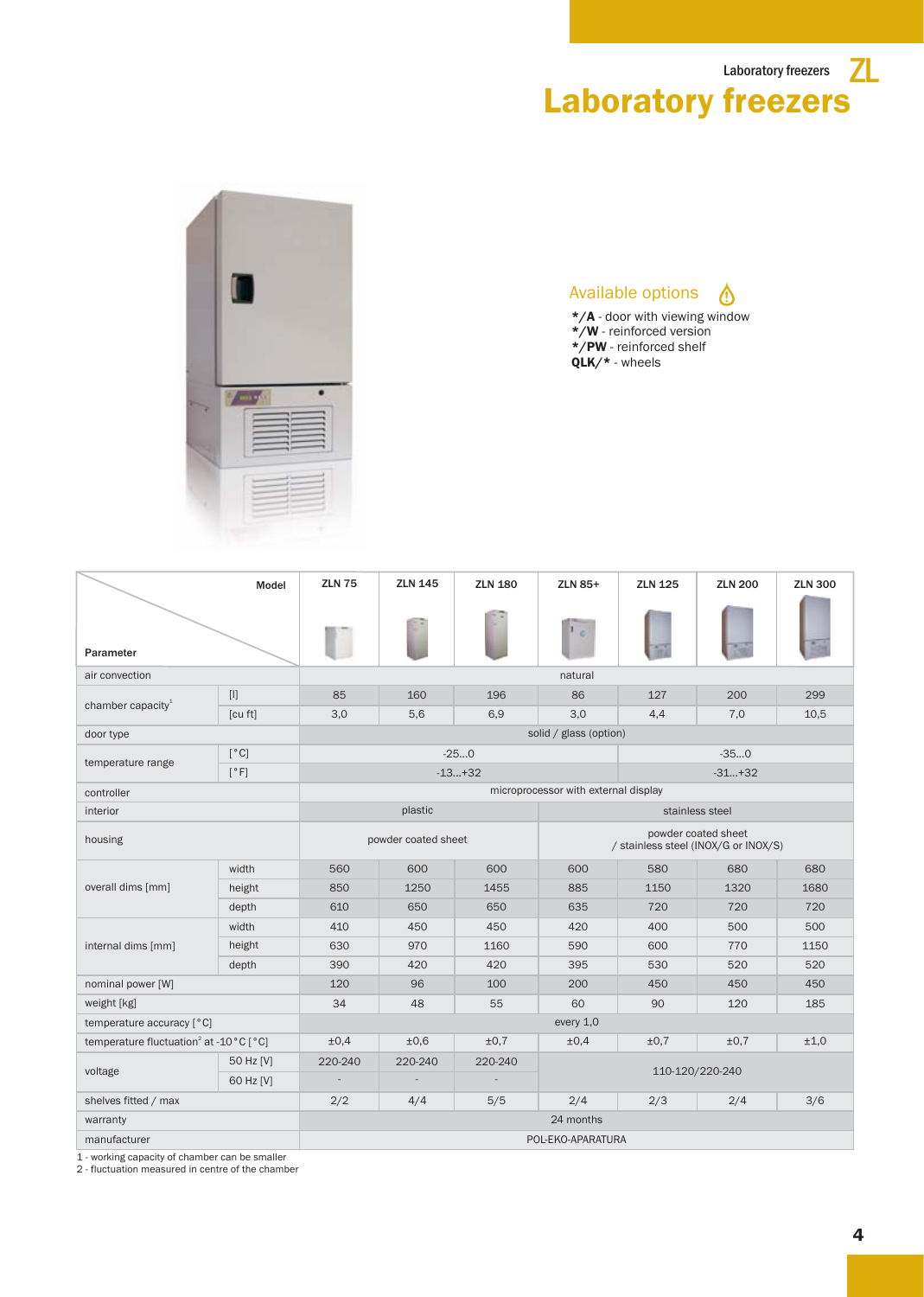# Laboratory freezers

## Available options

- **\*/A** - door with viewing window
- **\*/W** - reinforced version
- **\*/PW** - reinforced shelf
- **QLK/\*** - wheels

| Parameter | | Model: ZLN 75 | ZLN 145 | ZLN 180 | ZLN 85+ | ZLN 125 | ZLN 200 | ZLN 300 |
|---|---|---|---|---|---|---|---|---|
| air convection | | natural | | | | | | |
| chamber capacity[1] | [l] | 85 | 160 | 196 | 86 | 127 | 200 | 299 |
| | [cu ft] | 3,0 | 5,6 | 6,9 | 3,0 | 4,4 | 7,0 | 10,5 |
| door type | | solid / glass (option) | | | | | | |
| temperature range | [°C] | -25...0 | | | | -35...0 | | |
| | [°F] | -13...+32 | | | | -31...+32 | | |
| controller | | microprocessor with external display | | | | | | |
| interior | | plastic | | | stainless steel | | | |
| housing | | powder coated sheet | | | powder coated sheet / stainless steel (INOX/G or INOX/S) | | | |
| overall dims [mm] | width | 560 | 600 | 600 | 600 | 580 | 680 | 680 |
| | height | 850 | 1250 | 1455 | 885 | 1150 | 1320 | 1680 |
| | depth | 610 | 650 | 650 | 635 | 720 | 720 | 720 |
| internal dims [mm] | width | 410 | 450 | 450 | 420 | 400 | 500 | 500 |
| | height | 630 | 970 | 1160 | 590 | 600 | 770 | 1150 |
| | depth | 390 | 420 | 420 | 395 | 530 | 520 | 520 |
| nominal power [W] | | 120 | 96 | 100 | 200 | 450 | 450 | 450 |
| weight [kg] | | 34 | 48 | 55 | 60 | 90 | 120 | 185 |
| temperature accuracy [°C] | | every 1,0 | | | | | | |
| temperature fluctuation[2] at -10°C [°C] | | ±0,4 | ±0,6 | ±0,7 | ±0,4 | ±0,7 | ±0,7 | ±1,0 |
| voltage | 50 Hz [V] | 220-240 | 220-240 | 220-240 | 110-120/220-240 | | | |
| | 60 Hz [V] | - | - | - | | | | |
| shelves fitted / max | | 2/2 | 4/4 | 5/5 | 2/4 | 2/3 | 2/4 | 3/6 |
| warranty | | 24 months | | | | | | |
| manufacturer | | POL-EKO-APARATURA | | | | | | |

1 - working capacity of chamber can be smaller
2 - fluctuation measured in centre of the chamber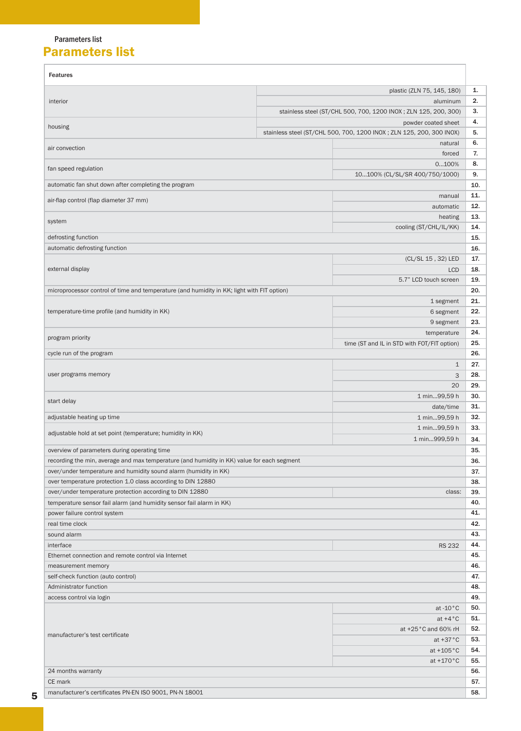# Parameters list

| Features | | |
|---|---|---|
| interior | plastic (ZLN 75, 145, 180) | 1. |
| | aluminum | 2. |
| | stainless steel (ST/CHL 500, 700, 1200 INOX ; ZLN 125, 200, 300) | 3. |
| housing | powder coated sheet | 4. |
| | stainless steel (ST/CHL 500, 700, 1200 INOX ; ZLN 125, 200, 300 INOX) | 5. |
| air convection | natural | 6. |
| | forced | 7. |
| fan speed regulation | 0...100% | 8. |
| | 10...100% (CL/SL/SR 400/750/1000) | 9. |
| automatic fan shut down after completing the program | | 10. |
| air-flap control (flap diameter 37 mm) | manual | 11. |
| | automatic | 12. |
| system | heating | 13. |
| | cooling (ST/CHL/IL/KK) | 14. |
| defrosting function | | 15. |
| automatic defrosting function | | 16. |
| external display | (CL/SL 15 , 32) LED | 17. |
| | LCD | 18. |
| | 5.7" LCD touch screen | 19. |
| microprocessor control of time and temperature (and humidity in KK; light with FIT option) | | 20. |
| temperature-time profile (and humidity in KK) | 1 segment | 21. |
| | 6 segment | 22. |
| | 9 segment | 23. |
| program priority | temperature | 24. |
| | time (ST and IL in STD with FOT/FIT option) | 25. |
| cycle run of the program | | 26. |
| user programs memory | 1 | 27. |
| | 3 | 28. |
| | 20 | 29. |
| start delay | 1 min...99,59 h | 30. |
| | date/time | 31. |
| adjustable heating up time | 1 min...99,59 h | 32. |
| adjustable hold at set point (temperature; humidity in KK) | 1 min...99,59 h | 33. |
| | 1 min...999,59 h | 34. |
| overview of parameters during operating time | | 35. |
| recording the min, average and max temperature (and humidity in KK) value for each segment | | 36. |
| over/under temperature and humidity sound alarm (humidity in KK) | | 37. |
| over temperature protection 1.0 class according to DIN 12880 | | 38. |
| over/under temperature protection according to DIN 12880 | class: | 39. |
| temperature sensor fail alarm (and humidity sensor fail alarm in KK) | | 40. |
| power failure control system | | 41. |
| real time clock | | 42. |
| sound alarm | | 43. |
| interface | RS 232 | 44. |
| Ethernet connection and remote control via Internet | | 45. |
| measurement memory | | 46. |
| self-check function (auto control) | | 47. |
| Administrator function | | 48. |
| access control via login | | 49. |
| manufacturer's test certificate | at -10 °C | 50. |
| | at +4 °C | 51. |
| | at +25 °C and 60% rH | 52. |
| | at +37 °C | 53. |
| | at +105 °C | 54. |
| | at +170 °C | 55. |
| 24 months warranty | | 56. |
| CE mark | | 57. |
| manufacturer's certificates PN-EN ISO 9001, PN-N 18001 | | 58. |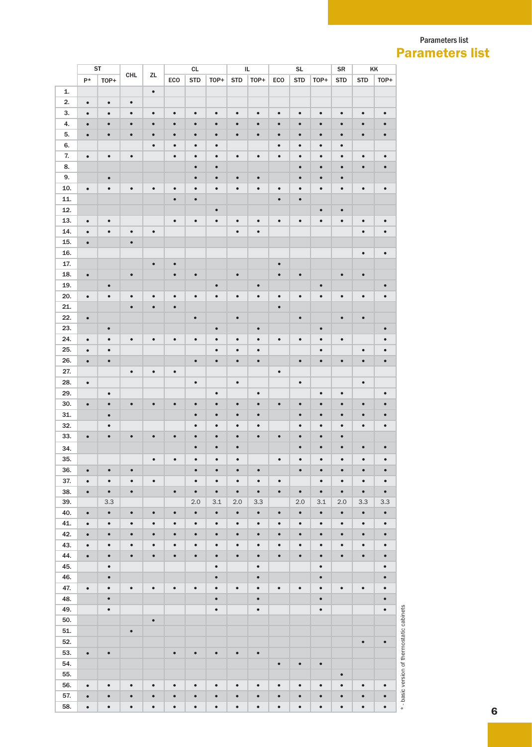# Parameters list

| | ST | | CHL | ZL | CL | | | IL | | SL | | | SR | KK | |
|---|---|---|---|---|---|---|---|---|---|---|---|---|---|---|---|
| | P* | TOP+ | | | ECO | STD | TOP+ | STD | TOP+ | ECO | STD | TOP+ | STD | STD | TOP+ |
| 1. | | | | • | | | | | | | | | | | |
| 2. | • | • | • | | | | | | | | | | | | |
| 3. | • | • | • | • | • | • | • | • | • | • | • | • | • | • | • |
| 4. | • | • | • | • | • | • | • | • | • | • | • | • | • | • | • |
| 5. | • | • | • | • | • | • | • | • | • | • | • | • | • | • | • |
| 6. | | | | • | • | • | • | | | • | • | • | • | | |
| 7. | • | • | • | | • | • | • | • | • | • | • | • | • | • | • |
| 8. | | | | | | • | • | | | | • | • | • | • | • |
| 9. | | • | | | | • | • | • | • | | • | • | • | | |
| 10. | • | • | • | • | • | • | • | • | • | • | • | • | • | • | • |
| 11. | | | | | • | • | | | | • | • | | | | |
| 12. | | | | | | | • | | | | | • | • | | |
| 13. | • | • | | | • | • | • | • | • | • | • | • | • | • | • |
| 14. | • | • | • | • | | | | • | • | | | | | • | • |
| 15. | • | | • | | | | | | | | | | | | |
| 16. | | | | | | | | | | | | | | • | • |
| 17. | | | | • | • | | | | | • | | | | | |
| 18. | • | | • | | • | • | | • | | • | • | | • | • | |
| 19. | | • | | | | | • | | • | | | • | | | • |
| 20. | • | • | • | • | • | • | • | • | • | • | • | • | • | • | • |
| 21. | | | • | • | • | | | | | • | | | | | |
| 22. | • | | | | | • | | • | | | • | | • | • | |
| 23. | | • | | | | | • | | • | | | • | | | • |
| 24. | • | • | • | • | • | • | • | • | • | • | • | • | • | | • |
| 25. | • | • | | | | | • | • | • | | | • | | • | • |
| 26. | • | • | | | | • | • | • | • | | • | • | • | • | • |
| 27. | | | • | • | • | | | | | • | | | | | |
| 28. | • | | | | | • | | • | | | • | | | • | |
| 29. | | • | | | | | • | | • | | | • | • | | • |
| 30. | • | • | • | • | • | • | • | • | • | • | • | • | • | • | • |
| 31. | | • | | | | • | • | • | • | | • | • | • | • | • |
| 32. | | • | | | | • | • | • | • | | • | • | • | • | • |
| 33. | • | • | • | • | • | • | • | • | • | • | • | • | • | | |
| 34. | | | | | | • | • | • | | | • | • | • | • | • |
| 35. | | | | • | • | • | • | • | | • | • | • | • | • | • |
| 36. | • | • | • | | | • | • | • | • | | • | • | • | • | • |
| 37. | • | • | • | • | | • | • | • | • | • | | • | • | • | • |
| 38. | • | • | • | | • | • | • | • | • | • | • | • | • | • | • |
| 39. | | 3.3 | | | | 2.0 | 3.1 | 2.0 | 3.3 | | 2.0 | 3.1 | 2.0 | 3.3 | 3.3 |
| 40. | • | • | • | • | • | • | • | • | • | • | • | • | • | • | • |
| 41. | • | • | • | • | • | • | • | • | • | • | • | • | • | • | • |
| 42. | • | • | • | • | • | • | • | • | • | • | • | • | • | • | • |
| 43. | • | • | • | • | • | • | • | • | • | • | • | • | • | • | • |
| 44. | • | • | • | • | • | • | • | • | • | • | • | • | • | • | • |
| 45. | | • | | | | | • | | • | | | • | | | • |
| 46. | | • | | | | | • | | • | | | • | | | • |
| 47. | • | • | • | • | • | • | • | • | • | • | • | • | • | • | • |
| 48. | | • | | | | | • | | • | | | • | | | • |
| 49. | | • | | | | | • | | • | | | • | | | • |
| 50. | | | | • | | | | | | | | | | | |
| 51. | | | • | | | | | | | | | | | | |
| 52. | | | | | | | | | | | | | | • | • |
| 53. | • | • | | | • | • | • | • | • | | | | | | |
| 54. | | | | | | | | | | • | • | • | | | |
| 55. | | | | | | | | | | | | | • | | |
| 56. | • | • | • | • | • | • | • | • | • | • | • | • | • | • | • |
| 57. | • | • | • | • | • | • | • | • | • | • | • | • | • | • | • |
| 58. | • | • | • | • | • | • | • | • | • | • | • | • | • | • | • |

* - basic version of thermostatic cabinets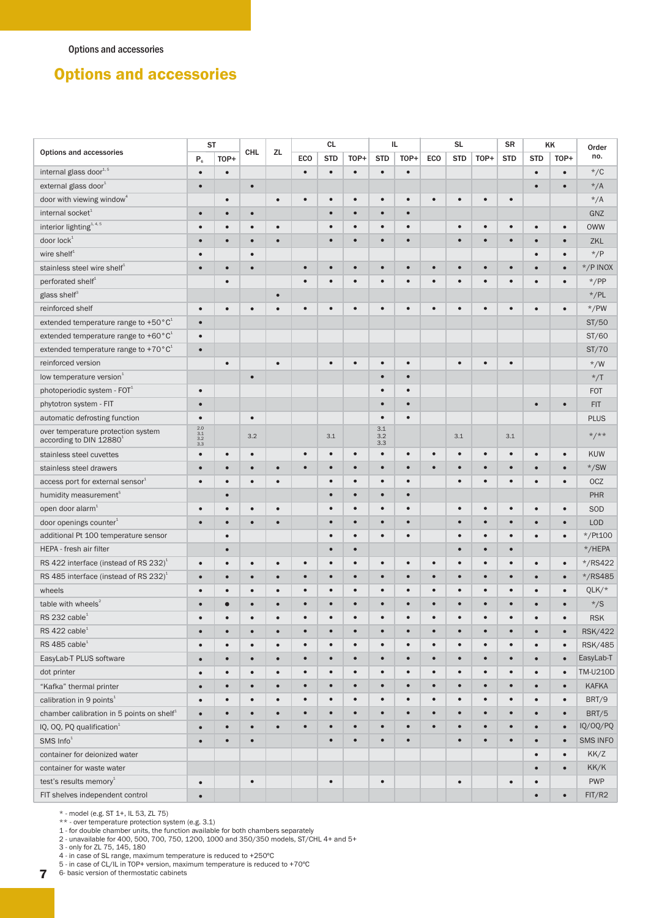# Options and accessories

| Options and accessories | ST | | CHL | ZL | CL | | | IL | | SL | | | SR | KK | | Order no. |
|---|---|---|---|---|---|---|---|---|---|---|---|---|---|---|---|---|
| | $P_6$ | TOP+ | | | ECO | STD | TOP+ | STD | TOP+ | ECO | STD | TOP+ | STD | STD | TOP+ | |
| internal glass door[1, 5] | • | • | | | • | • | • | • | • | | | | | • | • | */C |
| external glass door[1] | • | | • | | | | | | | | | | | • | • | */A |
| door with viewing window[4] | | • | | • | • | • | • | • | • | • | • | • | • | | | */A |
| internal socket[1] | • | • | • | | | • | • | • | • | | | | | | | GNZ |
| interior lighting[1, 4, 5] | • | • | • | • | | • | • | • | • | | • | • | • | • | • | OWW |
| door lock[1] | • | • | • | • | | • | • | • | • | | • | • | • | • | • | ZKL |
| wire shelf[1] | • | | • | | | | | | | | | | | • | • | */P |
| stainless steel wire shelf[1] | • | • | • | | • | • | • | • | • | • | • | • | • | • | • | */P INOX |
| perforated shelf[1] | | • | | | • | • | • | • | • | • | • | • | • | • | • | */PP |
| glass shelf[3] | | | | • | | | | | | | | | | | | */PL |
| reinforced shelf | • | • | • | • | • | • | • | • | • | • | • | • | • | • | • | */PW |
| extended temperature range to +50°C[1] | • | | | | | | | | | | | | | | | ST/50 |
| extended temperature range to +60°C[1] | • | | | | | | | | | | | | | | | ST/60 |
| extended temperature range to +70°C[1] | • | | | | | | | | | | | | | | | ST/70 |
| reinforced version | | • | | • | | • | • | • | • | | • | • | • | | | */W |
| low temperature version[1] | | | • | | | | | • | • | | | | | | | */T |
| photoperiodic system - FOT[1] | • | | | | | | | • | • | | | | | | | FOT |
| phytotron system - FIT | • | | | | | | | • | • | | | | | • | • | FIT |
| automatic defrosting function | • | | • | | | | | • | • | | | | | | | PLUS |
| over temperature protection system according to DIN 12880[1] | 2.0 3.1 3.2 3.3 | | 3.2 | | | 3.1 | | 3.1 3.2 3.3 | | | 3.1 | | 3.1 | | | */** |
| stainless steel cuvettes | • | • | • | | • | • | • | • | • | • | • | • | • | • | • | KUW |
| stainless steel drawers | • | • | • | • | • | • | • | • | • | • | • | • | • | • | • | */SW |
| access port for external sensor[1] | • | • | • | • | | • | • | • | • | | • | • | • | • | • | OCZ |
| humidity measurement[5] | | • | | | | • | • | • | • | | | | | | | PHR |
| open door alarm[1] | • | • | • | • | | • | • | • | • | | • | • | • | • | • | SOD |
| door openings counter[1] | • | • | • | • | | • | • | • | • | | • | • | • | • | • | LOD |
| additional Pt 100 temperature sensor | | • | | | | • | • | • | • | | • | • | • | • | • | */Pt100 |
| HEPA - fresh air filter | | • | | | | • | • | | | | • | • | • | | | */HEPA |
| RS 422 interface (instead of RS 232)[1] | • | • | • | • | • | • | • | • | • | • | • | • | • | • | • | */RS422 |
| RS 485 interface (instead of RS 232)[1] | • | • | • | • | • | • | • | • | • | • | • | • | • | • | • | */RS485 |
| wheels | • | • | • | • | • | • | • | • | • | • | • | • | • | • | • | QLK/* |
| table with wheels[2] | • | • | • | • | • | • | • | • | • | • | • | • | • | • | • | */S |
| RS 232 cable[1] | • | • | • | • | • | • | • | • | • | • | • | • | • | • | • | RSK |
| RS 422 cable[1] | • | • | • | • | • | • | • | • | • | • | • | • | • | • | • | RSK/422 |
| RS 485 cable[1] | • | • | • | • | • | • | • | • | • | • | • | • | • | • | • | RSK/485 |
| EasyLab-T PLUS software | • | • | • | • | • | • | • | • | • | • | • | • | • | • | • | EasyLab-T |
| dot printer | • | • | • | • | • | • | • | • | • | • | • | • | • | • | • | TM-U210D |
| “Kafka” thermal printer | • | • | • | • | • | • | • | • | • | • | • | • | • | • | • | KAFKA |
| calibration in 9 points[1] | • | • | • | • | • | • | • | • | • | • | • | • | • | • | • | BRT/9 |
| chamber calibration in 5 points on shelf[1] | • | • | • | • | • | • | • | • | • | • | • | • | • | • | • | BRT/5 |
| IQ, OQ, PQ qualification[1] | • | • | • | • | • | • | • | • | • | • | • | • | • | • | • | IQ/OQ/PQ |
| SMS Info[1] | • | • | • | | | • | • | • | • | | • | • | • | • | • | SMS INFO |
| container for deionized water | | | | | | | | | | | | | | • | • | KK/Z |
| container for waste water | | | | | | | | | | | | | | • | • | KK/K |
| test's results memory[1] | • | | • | | | • | | • | | | • | | • | • | | PWP |
| FIT shelves independent control | • | | | | | | | | | | | | | • | • | FIT/R2 |

\* - model (e.g. ST 1+, IL 53, ZL 75)
\*\* - over temperature protection system (e.g. 3.1)
1 - for double chamber units, the function available for both chambers separately
2 - unavailable for 400, 500, 700, 750, 1200, 1000 and 350/350 models, ST/CHL 4+ and 5+
3 - only for ZL 75, 145, 180
4 - in case of SL range, maximum temperature is reduced to +250ºC
5 - in case of CL/IL in TOP+ version, maximum temperature is reduced to +70ºC
6- basic version of thermostatic cabinets